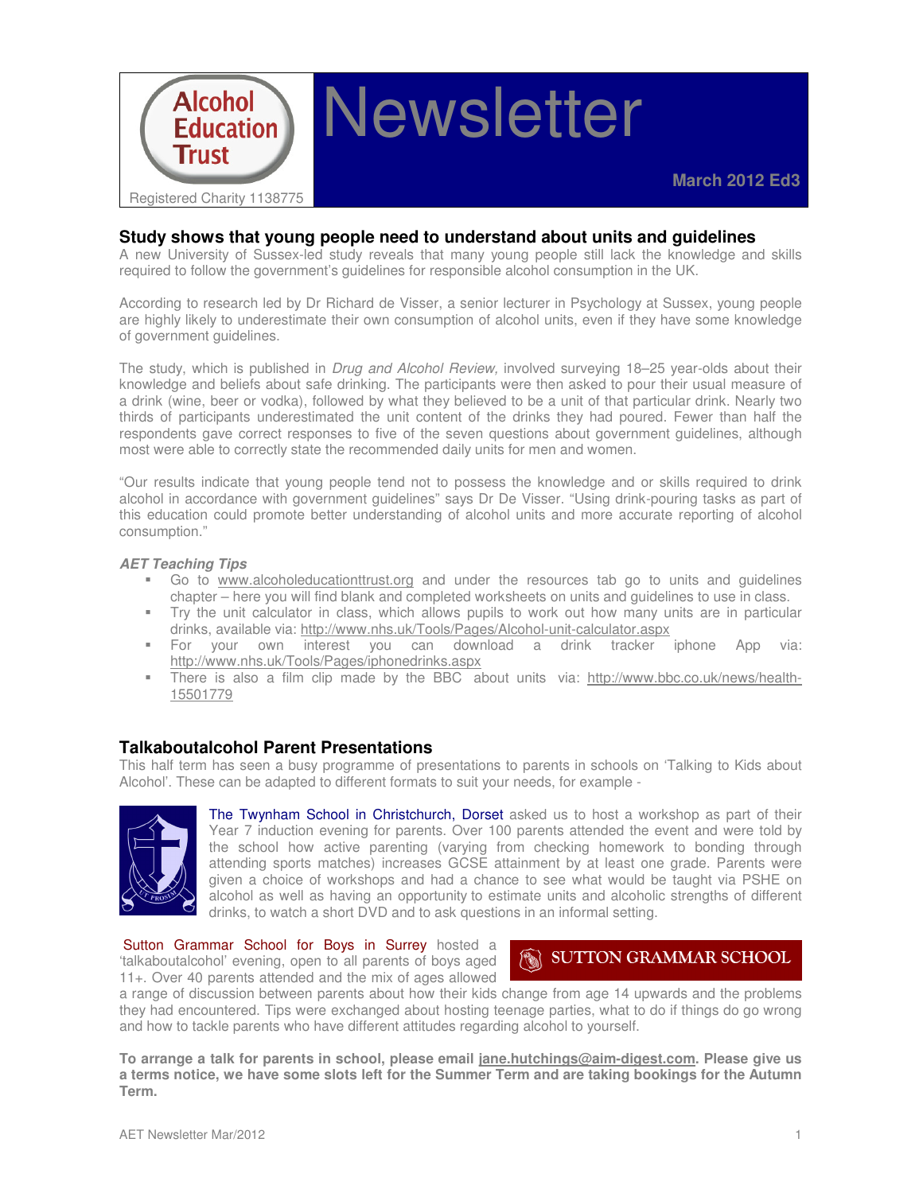Alcohol Education Trust

Registered Charity 1138775

# Newsletter

March 2012 Ed3

## Study shows that young people need to understand about units and guidelines

A new University of Sussex-led study reveals that many young people still lack the knowledge and skills required to follow the government's guidelines for responsible alcohol consumption in the UK.

According to research led by Dr Richard de Visser, a senior lecturer in Psychology at Sussex, young people are highly likely to underestimate their own consumption of alcohol units, even if they have some knowledge of government guidelines.

The study, which is published in *Drug and Alcohol Review,* involved surveying 18–25 year-olds about their knowledge and beliefs about safe drinking. The participants were then asked to pour their usual measure of a drink (wine, beer or vodka), followed by what they believed to be a unit of that particular drink. Nearly two thirds of participants underestimated the unit content of the drinks they had poured. Fewer than half the respondents gave correct responses to five of the seven questions about government guidelines, although most were able to correctly state the recommended daily units for men and women.

"Our results indicate that young people tend not to possess the knowledge and or skills required to drink alcohol in accordance with government guidelines" says Dr De Visser. "Using drink-pouring tasks as part of this education could promote better understanding of alcohol units and more accurate reporting of alcohol consumption."

***AET Teaching Tips***

- Go to www.alcoholeducationtrust.org and under the resources tab go to units and guidelines chapter – here you will find blank and completed worksheets on units and guidelines to use in class.
- Try the unit calculator in class, which allows pupils to work out how many units are in particular drinks, available via: http://www.nhs.uk/Tools/Pages/Alcohol-unit-calculator.aspx
- For your own interest you can download a drink tracker iphone App via: http://www.nhs.uk/Tools/Pages/iphonedrinks.aspx
- There is also a film clip made by the BBC about units via: http://www.bbc.co.uk/news/health-15501779

## Talkaboutalcohol Parent Presentations

This half term has seen a busy programme of presentations to parents in schools on 'Talking to Kids about Alcohol'. These can be adapted to different formats to suit your needs, for example -

The Twynham School in Christchurch, Dorset asked us to host a workshop as part of their Year 7 induction evening for parents. Over 100 parents attended the event and were told by the school how active parenting (varying from checking homework to bonding through attending sports matches) increases GCSE attainment by at least one grade. Parents were given a choice of workshops and had a chance to see what would be taught via PSHE on alcohol as well as having an opportunity to estimate units and alcoholic strengths of different drinks, to watch a short DVD and to ask questions in an informal setting.

Sutton Grammar School for Boys in Surrey hosted a 'talkaboutalcohol' evening, open to all parents of boys aged 11+. Over 40 parents attended and the mix of ages allowed a range of discussion between parents about how their kids change from age 14 upwards and the problems they had encountered. Tips were exchanged about hosting teenage parties, what to do if things do go wrong and how to tackle parents who have different attitudes regarding alcohol to yourself.

**To arrange a talk for parents in school, please email jane.hutchings@aim-digest.com. Please give us a terms notice, we have some slots left for the Summer Term and are taking bookings for the Autumn Term.**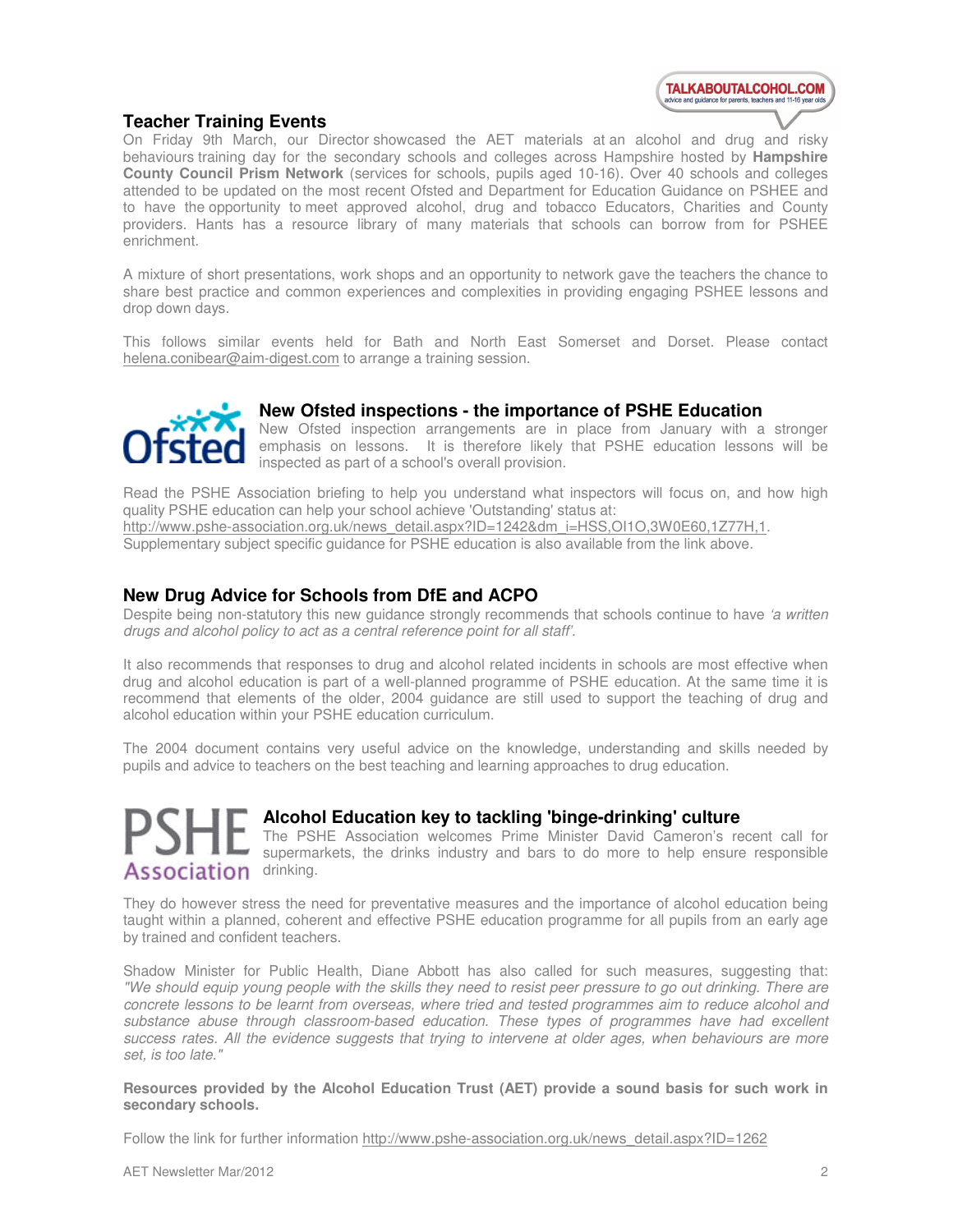## Teacher Training Events

On Friday 9th March, our Director showcased the AET materials at an alcohol and drug and risky behaviours training day for the secondary schools and colleges across Hampshire hosted by **Hampshire County Council Prism Network** (services for schools, pupils aged 10-16). Over 40 schools and colleges attended to be updated on the most recent Ofsted and Department for Education Guidance on PSHEE and to have the opportunity to meet approved alcohol, drug and tobacco Educators, Charities and County providers. Hants has a resource library of many materials that schools can borrow from for PSHEE enrichment.

A mixture of short presentations, work shops and an opportunity to network gave the teachers the chance to share best practice and common experiences and complexities in providing engaging PSHEE lessons and drop down days.

This follows similar events held for Bath and North East Somerset and Dorset. Please contact helena.conibear@aim-digest.com to arrange a training session.

## New Ofsted inspections - the importance of PSHE Education

New Ofsted inspection arrangements are in place from January with a stronger emphasis on lessons. It is therefore likely that PSHE education lessons will be inspected as part of a school's overall provision.

Read the PSHE Association briefing to help you understand what inspectors will focus on, and how high quality PSHE education can help your school achieve 'Outstanding' status at:
http://www.pshe-association.org.uk/news_detail.aspx?ID=1242&dm_i=HSS,OI1O,3W0E60,1Z77H,1.
Supplementary subject specific guidance for PSHE education is also available from the link above.

## New Drug Advice for Schools from DfE and ACPO

Despite being non-statutory this new guidance strongly recommends that schools continue to have *'a written drugs and alcohol policy to act as a central reference point for all staff'.*

It also recommends that responses to drug and alcohol related incidents in schools are most effective when drug and alcohol education is part of a well-planned programme of PSHE education. At the same time it is recommend that elements of the older, 2004 guidance are still used to support the teaching of drug and alcohol education within your PSHE education curriculum.

The 2004 document contains very useful advice on the knowledge, understanding and skills needed by pupils and advice to teachers on the best teaching and learning approaches to drug education.

## Alcohol Education key to tackling 'binge-drinking' culture

The PSHE Association welcomes Prime Minister David Cameron's recent call for supermarkets, the drinks industry and bars to do more to help ensure responsible drinking.

They do however stress the need for preventative measures and the importance of alcohol education being taught within a planned, coherent and effective PSHE education programme for all pupils from an early age by trained and confident teachers.

Shadow Minister for Public Health, Diane Abbott has also called for such measures, suggesting that: *"We should equip young people with the skills they need to resist peer pressure to go out drinking. There are concrete lessons to be learnt from overseas, where tried and tested programmes aim to reduce alcohol and substance abuse through classroom-based education. These types of programmes have had excellent success rates. All the evidence suggests that trying to intervene at older ages, when behaviours are more set, is too late."*

**Resources provided by the Alcohol Education Trust (AET) provide a sound basis for such work in secondary schools.**

Follow the link for further information http://www.pshe-association.org.uk/news_detail.aspx?ID=1262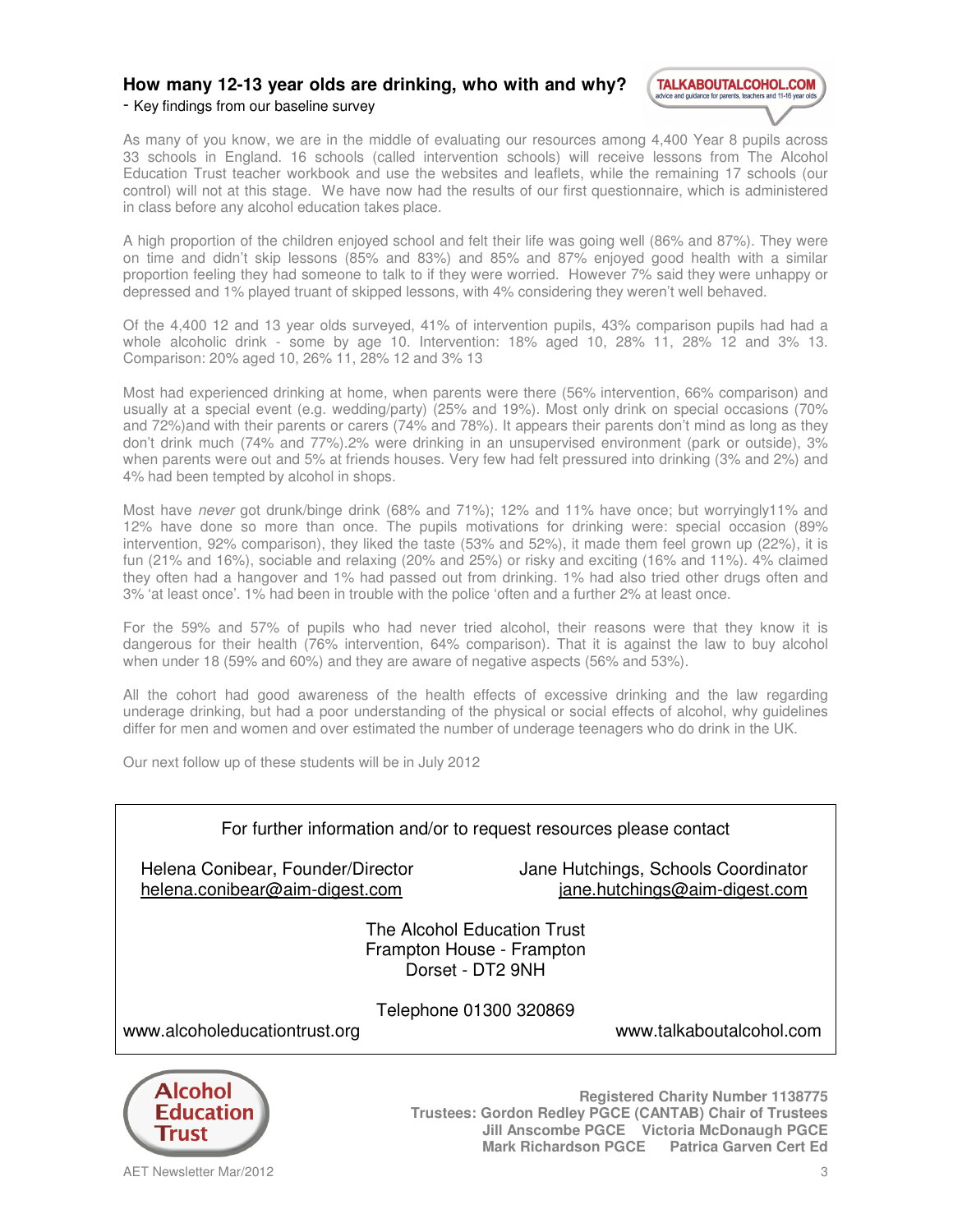## How many 12-13 year olds are drinking, who with and why?

- Key findings from our baseline survey

TALKABOUTALCOHOL.COM
advice and guidance for parents, teachers and 11-16 year olds

As many of you know, we are in the middle of evaluating our resources among 4,400 Year 8 pupils across 33 schools in England. 16 schools (called intervention schools) will receive lessons from The Alcohol Education Trust teacher workbook and use the websites and leaflets, while the remaining 17 schools (our control) will not at this stage. We have now had the results of our first questionnaire, which is administered in class before any alcohol education takes place.

A high proportion of the children enjoyed school and felt their life was going well (86% and 87%). They were on time and didn't skip lessons (85% and 83%) and 85% and 87% enjoyed good health with a similar proportion feeling they had someone to talk to if they were worried. However 7% said they were unhappy or depressed and 1% played truant of skipped lessons, with 4% considering they weren't well behaved.

Of the 4,400 12 and 13 year olds surveyed, 41% of intervention pupils, 43% comparison pupils had had a whole alcoholic drink - some by age 10. Intervention: 18% aged 10, 28% 11, 28% 12 and 3% 13. Comparison: 20% aged 10, 26% 11, 28% 12 and 3% 13

Most had experienced drinking at home, when parents were there (56% intervention, 66% comparison) and usually at a special event (e.g. wedding/party) (25% and 19%). Most only drink on special occasions (70% and 72%)and with their parents or carers (74% and 78%). It appears their parents don't mind as long as they don't drink much (74% and 77%).2% were drinking in an unsupervised environment (park or outside), 3% when parents were out and 5% at friends houses. Very few had felt pressured into drinking (3% and 2%) and 4% had been tempted by alcohol in shops.

Most have *never* got drunk/binge drink (68% and 71%); 12% and 11% have once; but worryingly11% and 12% have done so more than once. The pupils motivations for drinking were: special occasion (89% intervention, 92% comparison), they liked the taste (53% and 52%), it made them feel grown up (22%), it is fun (21% and 16%), sociable and relaxing (20% and 25%) or risky and exciting (16% and 11%). 4% claimed they often had a hangover and 1% had passed out from drinking. 1% had also tried other drugs often and 3% 'at least once'. 1% had been in trouble with the police 'often and a further 2% at least once.

For the 59% and 57% of pupils who had never tried alcohol, their reasons were that they know it is dangerous for their health (76% intervention, 64% comparison). That it is against the law to buy alcohol when under 18 (59% and 60%) and they are aware of negative aspects (56% and 53%).

All the cohort had good awareness of the health effects of excessive drinking and the law regarding underage drinking, but had a poor understanding of the physical or social effects of alcohol, why guidelines differ for men and women and over estimated the number of underage teenagers who do drink in the UK.

Our next follow up of these students will be in July 2012

---

For further information and/or to request resources please contact

Helena Conibear, Founder/Director
helena.conibear@aim-digest.com

Jane Hutchings, Schools Coordinator
jane.hutchings@aim-digest.com

The Alcohol Education Trust
Frampton House - Frampton
Dorset - DT2 9NH

Telephone 01300 320869

www.alcoholeducationtrust.org

www.talkaboutalcohol.com

---

Alcohol Education Trust

**Registered Charity Number 1138775**
**Trustees: Gordon Redley PGCE (CANTAB) Chair of Trustees**
**Jill Anscombe PGCE Victoria McDonaugh PGCE**
**Mark Richardson PGCE Patrica Garven Cert Ed**

AET Newsletter Mar/2012